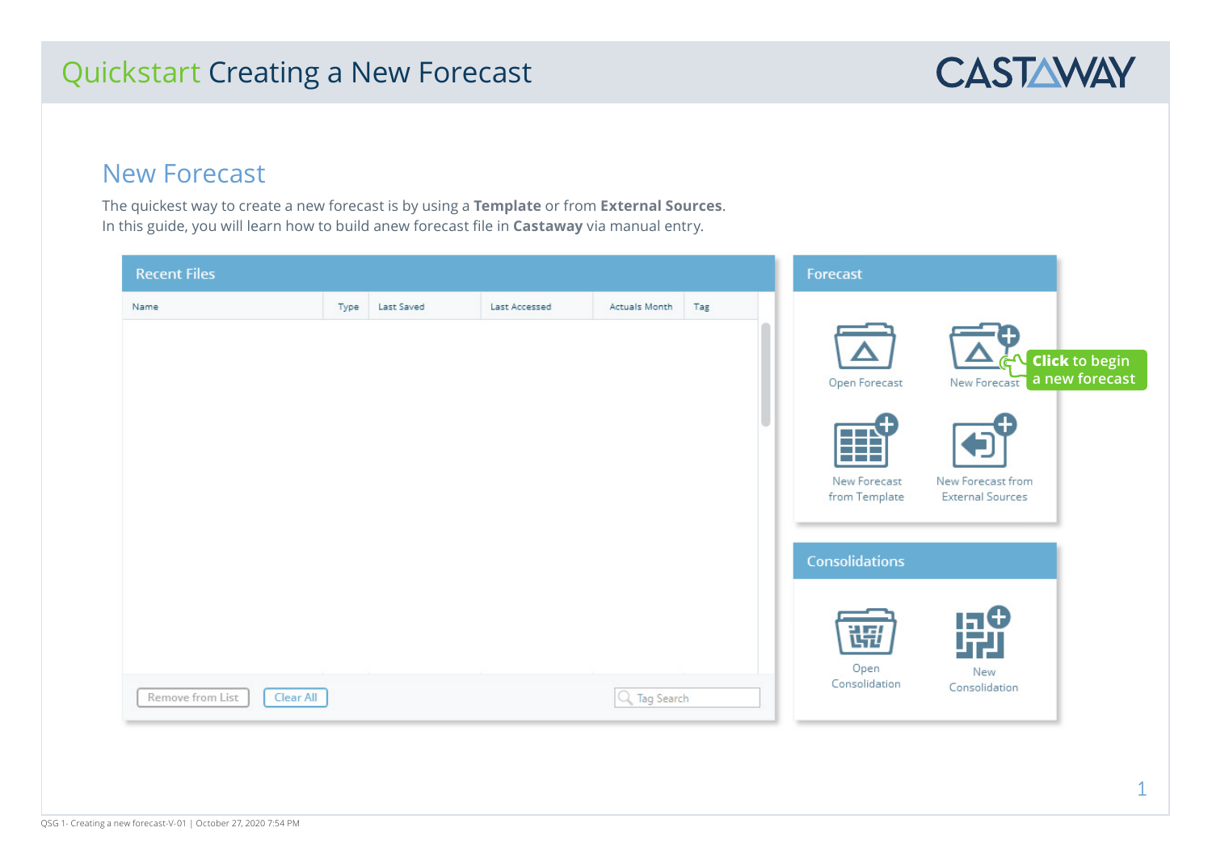# Quickstart Creating a New Forecast

## New Forecast

The quickest way to create a new forecast is by using a **Template** or from **External Sources**.
In this guide, you will learn how to build anew forecast file in **Castaway** via manual entry.

**Recent Files**

| Name | Type | Last Saved | Last Accessed | Actuals Month | Tag |
| --- | --- | --- | --- | --- | --- |

Remove from List | Clear All | Tag Search

**Forecast**

- Open Forecast
- New Forecast — **Click** to begin a new forecast
- New Forecast from Template
- New Forecast from External Sources

**Consolidations**

- Open Consolidation
- New Consolidation

QSG 1- Creating a new forecast-V-01 | October 27, 2020 7:54 PM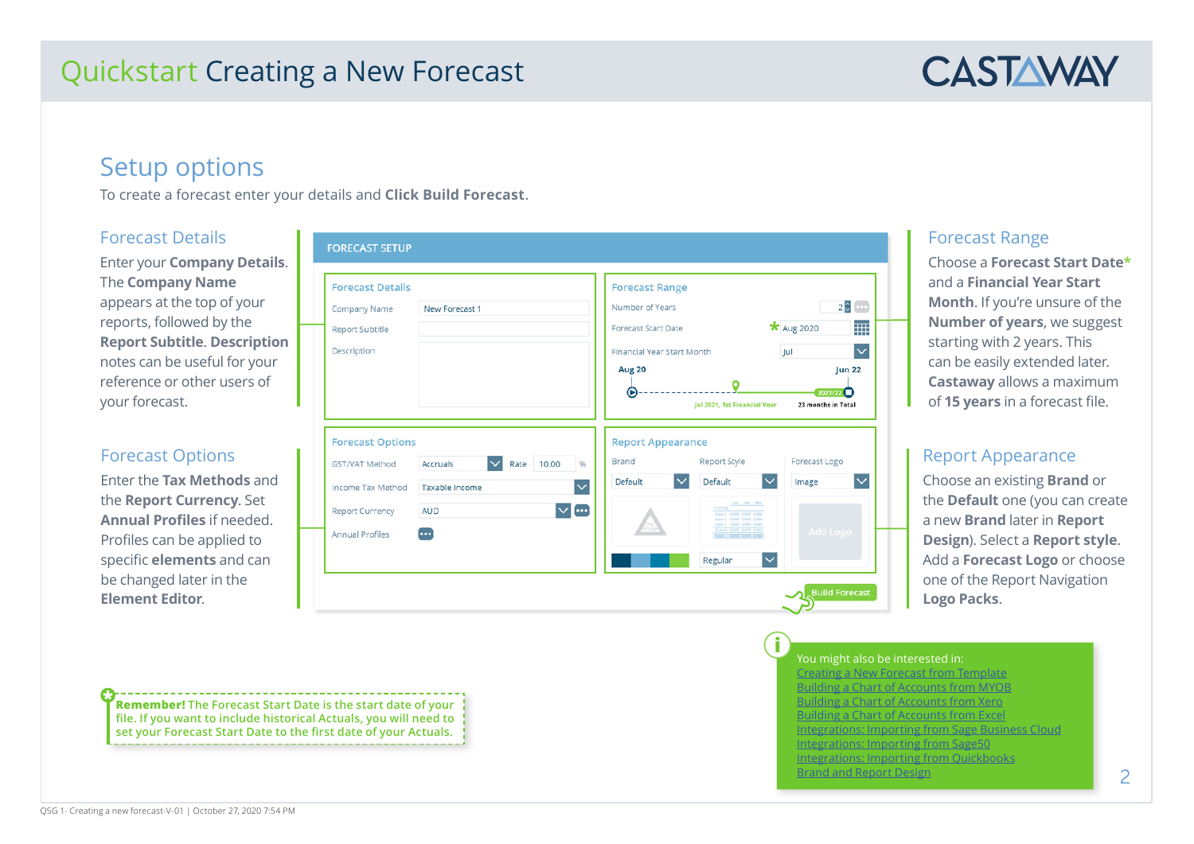# Quickstart Creating a New Forecast

## Setup options

To create a forecast enter your details and **Click Build Forecast**.

### Forecast Details

Enter your **Company Details**. The **Company Name** appears at the top of your reports, followed by the **Report Subtitle**. **Description** notes can be useful for your reference or other users of your forecast.

### Forecast Options

Enter the **Tax Methods** and the **Report Currency**. Set **Annual Profiles** if needed. Profiles can be applied to specific **elements** and can be changed later in the **Element Editor**.

### Forecast Range

Choose a **Forecast Start Date*** and a **Financial Year Start Month**. If you're unsure of the **Number of years**, we suggest starting with 2 years. This can be easily extended later. **Castaway** allows a maximum of **15 years** in a forecast file.

### Report Appearance

Choose an existing **Brand** or the **Default** one (you can create a new **Brand** later in **Report Design**). Select a **Report style**. Add a **Forecast Logo** or choose one of the Report Navigation **Logo Packs**.

FORECAST SETUP

Forecast Details
Company Name: New Forecast 1
Report Subtitle
Description

Forecast Range
Number of Years: 2
Forecast Start Date: Aug 2020
Financial Year Start Month: Jul
Aug 20
Jun 22
2021/22
Jul 2021, 1st Financial Year
23 months in Total

Forecast Options
GST/VAT Method: Accruals
Rate: 10.00 %
Income Tax Method: Taxable Income
Report Currency: AUD
Annual Profiles

Report Appearance
Brand: Default
Report Style: Default
Forecast Logo: Image
Regular
Add Logo

Build Forecast

**Remember!** The Forecast Start Date is the start date of your file. If you want to include historical Actuals, you will need to set your Forecast Start Date to the first date of your Actuals.

You might also be interested in:
- Creating a New Forecast from Template
- Building a Chart of Accounts from MYOB
- Building a Chart of Accounts from Xero
- Building a Chart of Accounts from Excel
- Integrations: Importing from Sage Business Cloud
- Integrations: Importing from Sage50
- Integrations: Importing from Quickbooks
- Brand and Report Design